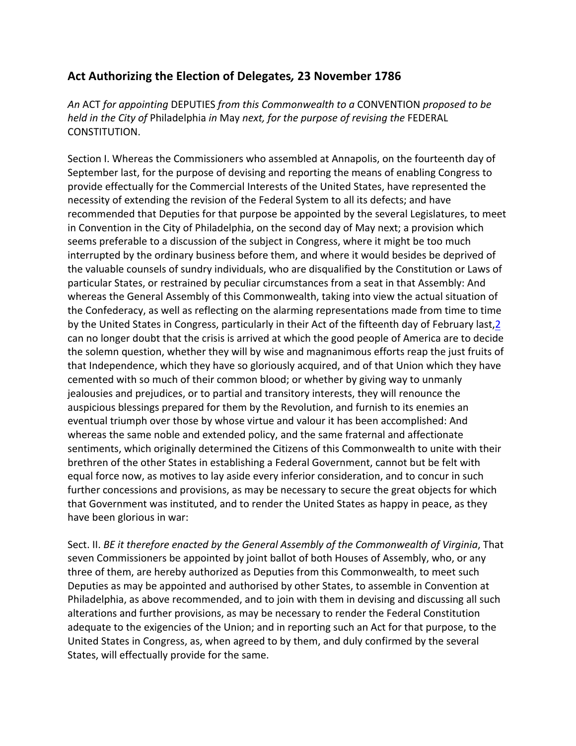## Act Authorizing the Election of Delegates*,* 23 November 1786

*An* ACT *for appointing* DEPUTIES *from this Commonwealth to a* CONVENTION *proposed to be held in the City of* Philadelphia *in* May *next, for the purpose of revising the* FEDERAL CONSTITUTION.

Section I. Whereas the Commissioners who assembled at Annapolis, on the fourteenth day of September last, for the purpose of devising and reporting the means of enabling Congress to provide effectually for the Commercial Interests of the United States, have represented the necessity of extending the revision of the Federal System to all its defects; and have recommended that Deputies for that purpose be appointed by the several Legislatures, to meet in Convention in the City of Philadelphia, on the second day of May next; a provision which seems preferable to a discussion of the subject in Congress, where it might be too much interrupted by the ordinary business before them, and where it would besides be deprived of the valuable counsels of sundry individuals, who are disqualified by the Constitution or Laws of particular States, or restrained by peculiar circumstances from a seat in that Assembly: And whereas the General Assembly of this Commonwealth, taking into view the actual situation of the Confederacy, as well as reflecting on the alarming representations made from time to time by the United States in Congress, particularly in their Act of the fifteenth day of February last,[2] can no longer doubt that the crisis is arrived at which the good people of America are to decide the solemn question, whether they will by wise and magnanimous efforts reap the just fruits of that Independence, which they have so gloriously acquired, and of that Union which they have cemented with so much of their common blood; or whether by giving way to unmanly jealousies and prejudices, or to partial and transitory interests, they will renounce the auspicious blessings prepared for them by the Revolution, and furnish to its enemies an eventual triumph over those by whose virtue and valour it has been accomplished: And whereas the same noble and extended policy, and the same fraternal and affectionate sentiments, which originally determined the Citizens of this Commonwealth to unite with their brethren of the other States in establishing a Federal Government, cannot but be felt with equal force now, as motives to lay aside every inferior consideration, and to concur in such further concessions and provisions, as may be necessary to secure the great objects for which that Government was instituted, and to render the United States as happy in peace, as they have been glorious in war:

Sect. II. *BE it therefore enacted by the General Assembly of the Commonwealth of Virginia*, That seven Commissioners be appointed by joint ballot of both Houses of Assembly, who, or any three of them, are hereby authorized as Deputies from this Commonwealth, to meet such Deputies as may be appointed and authorised by other States, to assemble in Convention at Philadelphia, as above recommended, and to join with them in devising and discussing all such alterations and further provisions, as may be necessary to render the Federal Constitution adequate to the exigencies of the Union; and in reporting such an Act for that purpose, to the United States in Congress, as, when agreed to by them, and duly confirmed by the several States, will effectually provide for the same.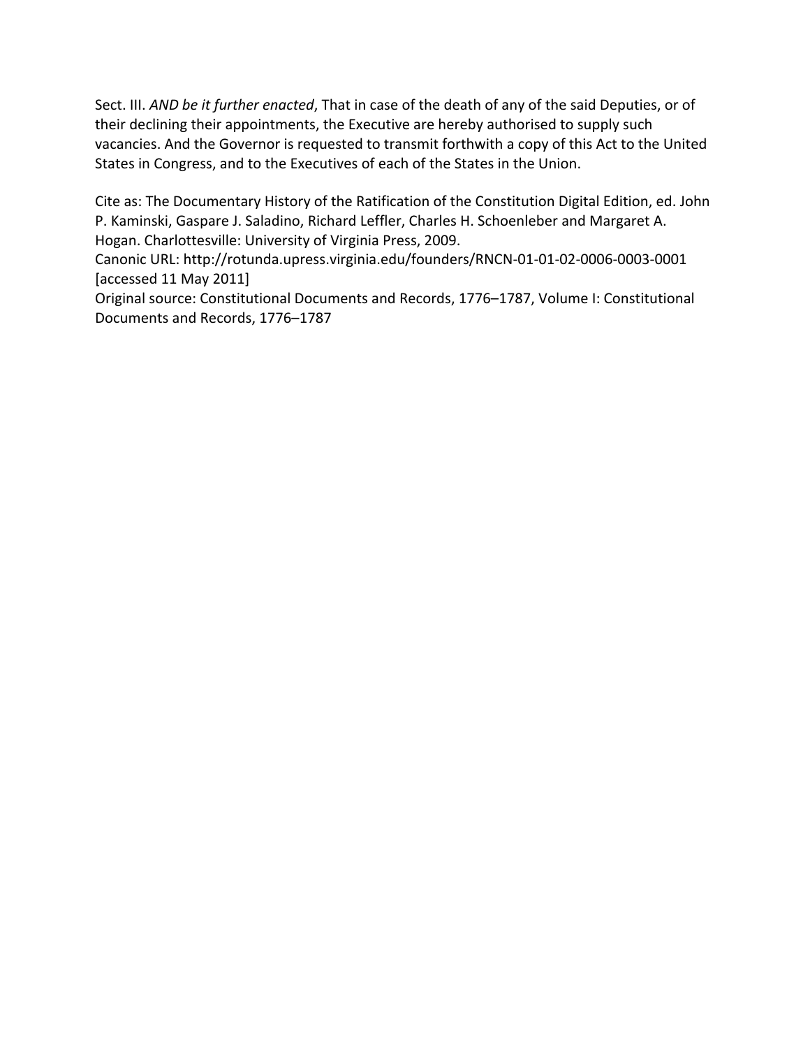Sect. III. *AND be it further enacted*, That in case of the death of any of the said Deputies, or of their declining their appointments, the Executive are hereby authorised to supply such vacancies. And the Governor is requested to transmit forthwith a copy of this Act to the United States in Congress, and to the Executives of each of the States in the Union.

Cite as: The Documentary History of the Ratification of the Constitution Digital Edition, ed. John P. Kaminski, Gaspare J. Saladino, Richard Leffler, Charles H. Schoenleber and Margaret A. Hogan. Charlottesville: University of Virginia Press, 2009.
Canonic URL: http://rotunda.upress.virginia.edu/founders/RNCN-01-01-02-0006-0003-0001 [accessed 11 May 2011]
Original source: Constitutional Documents and Records, 1776–1787, Volume I: Constitutional Documents and Records, 1776–1787